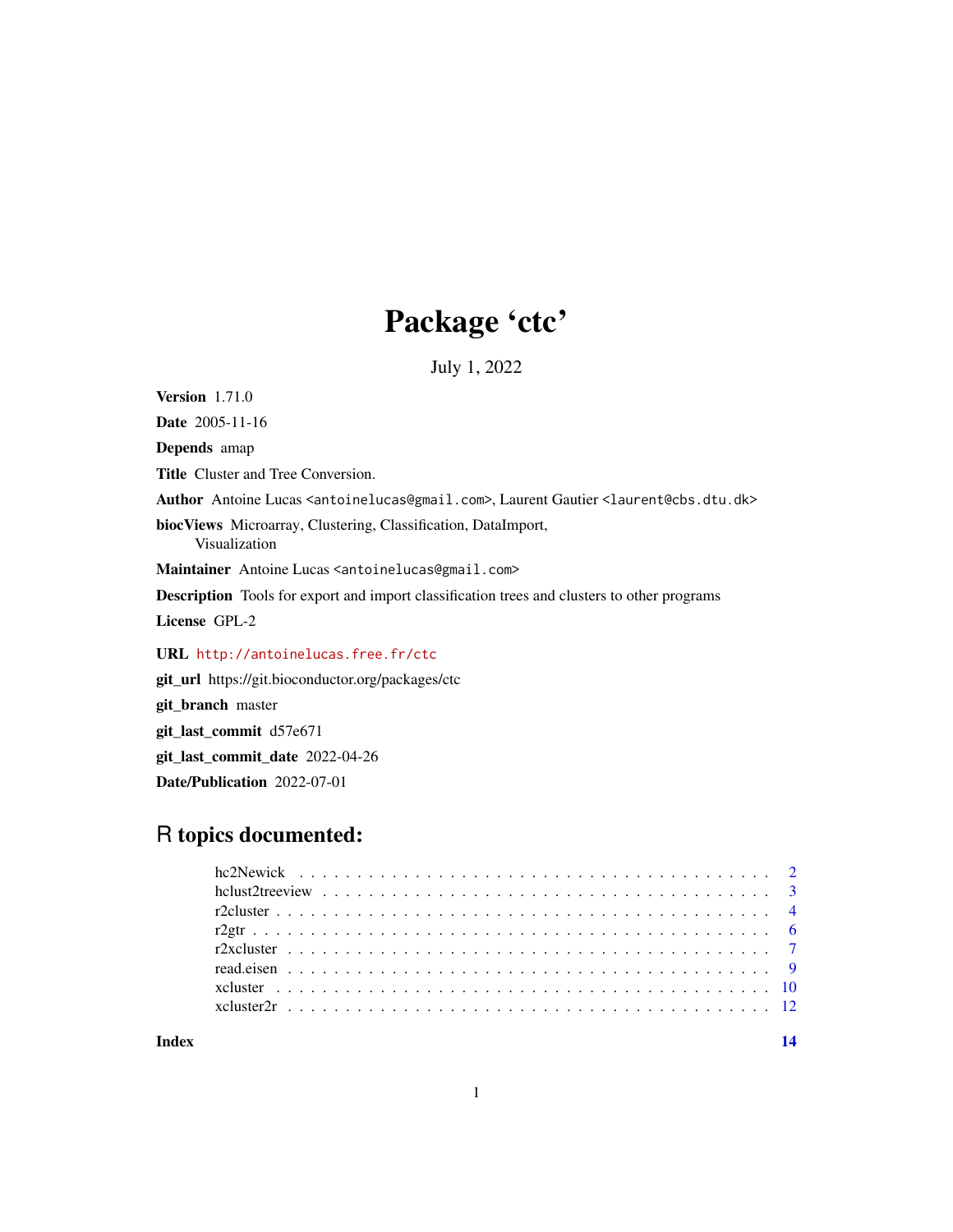# Package 'ctc'

July 1, 2022

**Version** 1.71.0

**Date** 2005-11-16

**Depends** amap

**Title** Cluster and Tree Conversion.

**Author** Antoine Lucas <antoinelucas@gmail.com>, Laurent Gautier <laurent@cbs.dtu.dk>

**biocViews** Microarray, Clustering, Classification, DataImport, Visualization

**Maintainer** Antoine Lucas <antoinelucas@gmail.com>

**Description** Tools for export and import classification trees and clusters to other programs

**License** GPL-2

**URL** http://antoinelucas.free.fr/ctc

**git_url** https://git.bioconductor.org/packages/ctc

**git_branch** master

**git_last_commit** d57e671

**git_last_commit_date** 2022-04-26

**Date/Publication** 2022-07-01

## R topics documented:

- hc2Newick . . . . . . . . . . . . . . . . . . . . . . . . . . . . . . . . . . . . . . . . 2
- hclust2treeview . . . . . . . . . . . . . . . . . . . . . . . . . . . . . . . . . . . . . 3
- r2cluster . . . . . . . . . . . . . . . . . . . . . . . . . . . . . . . . . . . . . . . . . 4
- r2gtr . . . . . . . . . . . . . . . . . . . . . . . . . . . . . . . . . . . . . . . . . . . 6
- r2xcluster . . . . . . . . . . . . . . . . . . . . . . . . . . . . . . . . . . . . . . . . 7
- read.eisen . . . . . . . . . . . . . . . . . . . . . . . . . . . . . . . . . . . . . . . . 9
- xcluster . . . . . . . . . . . . . . . . . . . . . . . . . . . . . . . . . . . . . . . . . 10
- xcluster2r . . . . . . . . . . . . . . . . . . . . . . . . . . . . . . . . . . . . . . . . 12

**Index** 14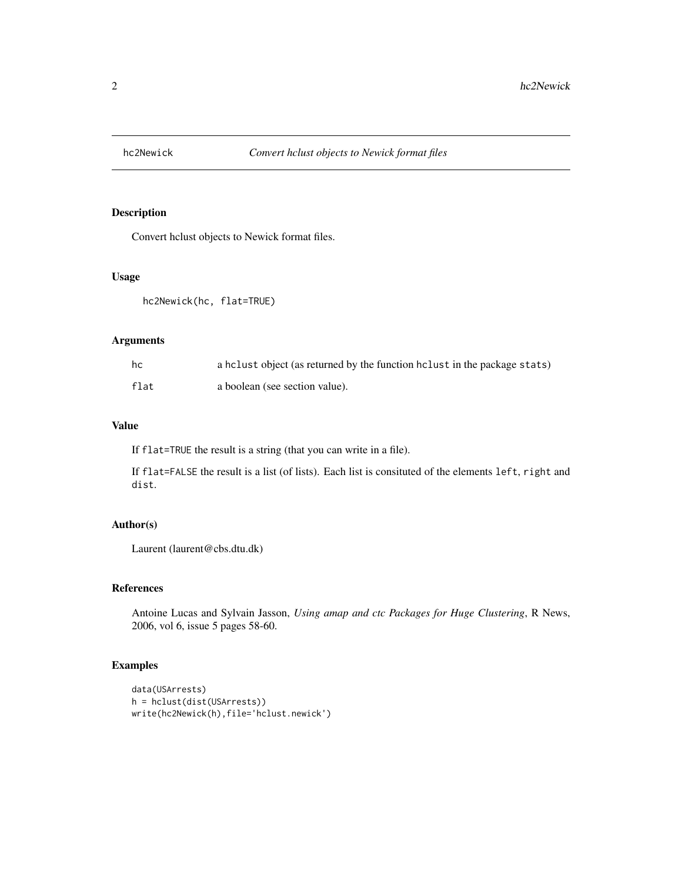# hc2Newick — *Convert hclust objects to Newick format files*

## Description

Convert hclust objects to Newick format files.

## Usage

```
hc2Newick(hc, flat=TRUE)
```

## Arguments

| | |
|---|---|
| `hc` | a `hclust` object (as returned by the function `hclust` in the package `stats`) |
| `flat` | a boolean (see section value). |

## Value

If `flat=TRUE` the result is a string (that you can write in a file).

If `flat=FALSE` the result is a list (of lists). Each list is consituted of the elements `left`, `right` and `dist`.

## Author(s)

Laurent (laurent@cbs.dtu.dk)

## References

Antoine Lucas and Sylvain Jasson, *Using amap and ctc Packages for Huge Clustering*, R News, 2006, vol 6, issue 5 pages 58-60.

## Examples

```
data(USArrests)
h = hclust(dist(USArrests))
write(hc2Newick(h),file='hclust.newick')
```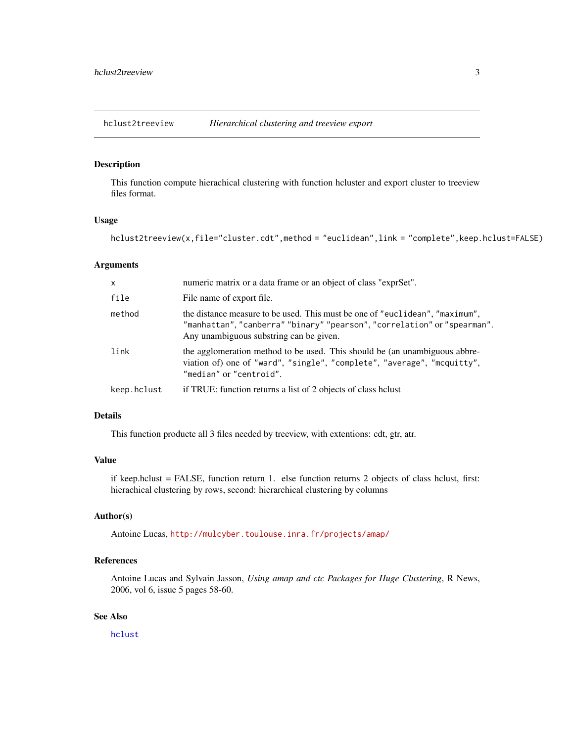## hclust2treeview    *Hierarchical clustering and treeview export*

### Description

This function compute hierachical clustering with function hcluster and export cluster to treeview files format.

### Usage

```
hclust2treeview(x,file="cluster.cdt",method = "euclidean",link = "complete",keep.hclust=FALSE)
```

### Arguments

| | |
|---|---|
| `x` | numeric matrix or a data frame or an object of class "exprSet". |
| `file` | File name of export file. |
| `method` | the distance measure to be used. This must be one of `"euclidean"`, `"maximum"`, `"manhattan"`, `"canberra"` `"binary"` `"pearson"`, `"correlation"` or `"spearman"`. Any unambiguous substring can be given. |
| `link` | the agglomeration method to be used. This should be (an unambiguous abbreviation of) one of `"ward"`, `"single"`, `"complete"`, `"average"`, `"mcquitty"`, `"median"` or `"centroid"`. |
| `keep.hclust` | if TRUE: function returns a list of 2 objects of class hclust |

### Details

This function producte all 3 files needed by treeview, with extentions: cdt, gtr, atr.

### Value

if keep.hclust = FALSE, function return 1. else function returns 2 objects of class hclust, first: hierachical clustering by rows, second: hierarchical clustering by columns

### Author(s)

Antoine Lucas, http://mulcyber.toulouse.inra.fr/projects/amap/

### References

Antoine Lucas and Sylvain Jasson, *Using amap and ctc Packages for Huge Clustering*, R News, 2006, vol 6, issue 5 pages 58-60.

### See Also

hclust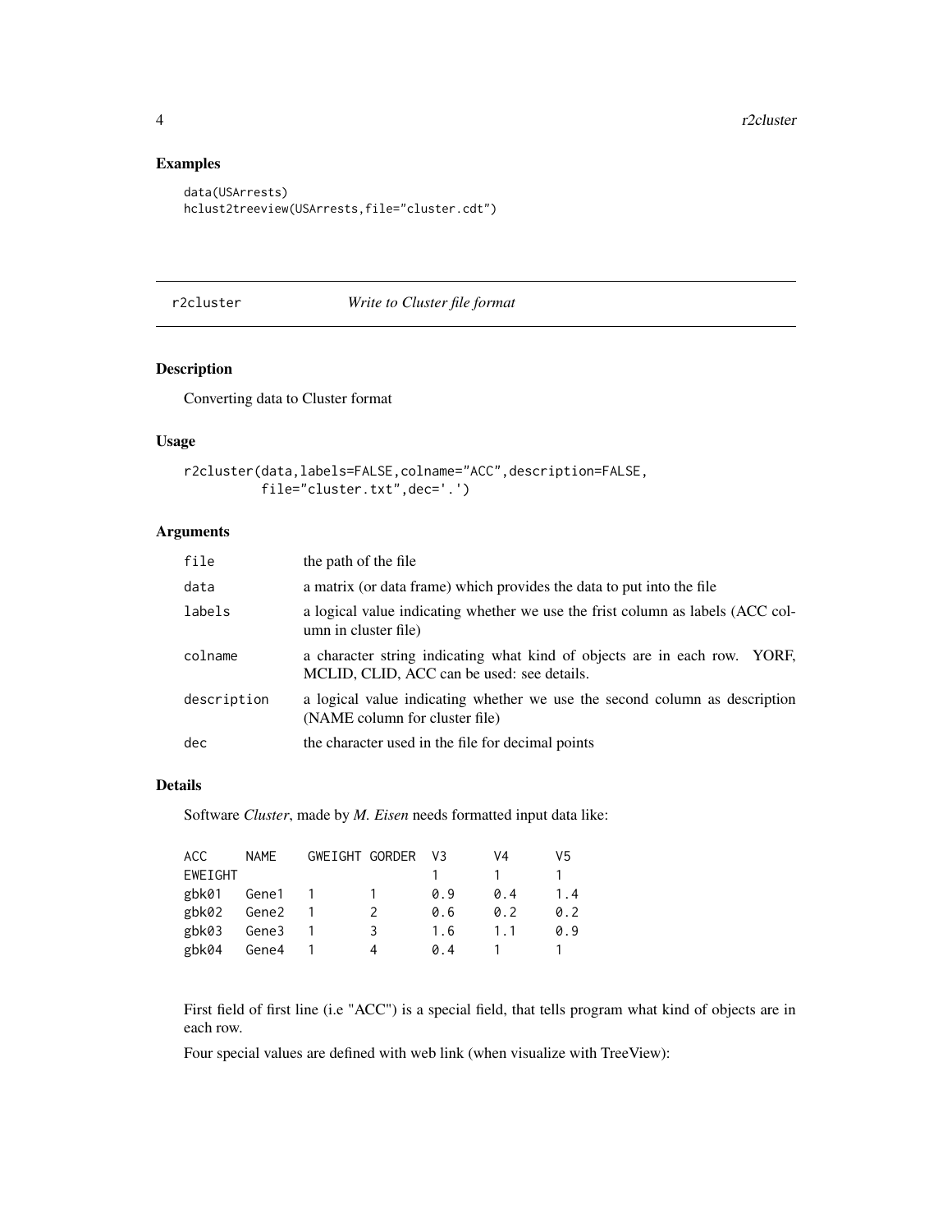## Examples

```
data(USArrests)
hclust2treeview(USArrests,file="cluster.cdt")
```

---

# r2cluster    *Write to Cluster file format*

---

## Description

Converting data to Cluster format

## Usage

```
r2cluster(data,labels=FALSE,colname="ACC",description=FALSE,
          file="cluster.txt",dec='.')
```

## Arguments

| | |
|---|---|
| `file` | the path of the file |
| `data` | a matrix (or data frame) which provides the data to put into the file |
| `labels` | a logical value indicating whether we use the frist column as labels (ACC column in cluster file) |
| `colname` | a character string indicating what kind of objects are in each row. YORF, MCLID, CLID, ACC can be used: see details. |
| `description` | a logical value indicating whether we use the second column as description (NAME column for cluster file) |
| `dec` | the character used in the file for decimal points |

## Details

Software *Cluster*, made by *M. Eisen* needs formatted input data like:

```
ACC     NAME    GWEIGHT GORDER  V3      V4      V5
EWEIGHT                         1       1       1
gbk01   Gene1   1       1       0.9     0.4     1.4
gbk02   Gene2   1       2       0.6     0.2     0.2
gbk03   Gene3   1       3       1.6     1.1     0.9
gbk04   Gene4   1       4       0.4     1       1
```

First field of first line (i.e "ACC") is a special field, that tells program what kind of objects are in each row.

Four special values are defined with web link (when visualize with TreeView):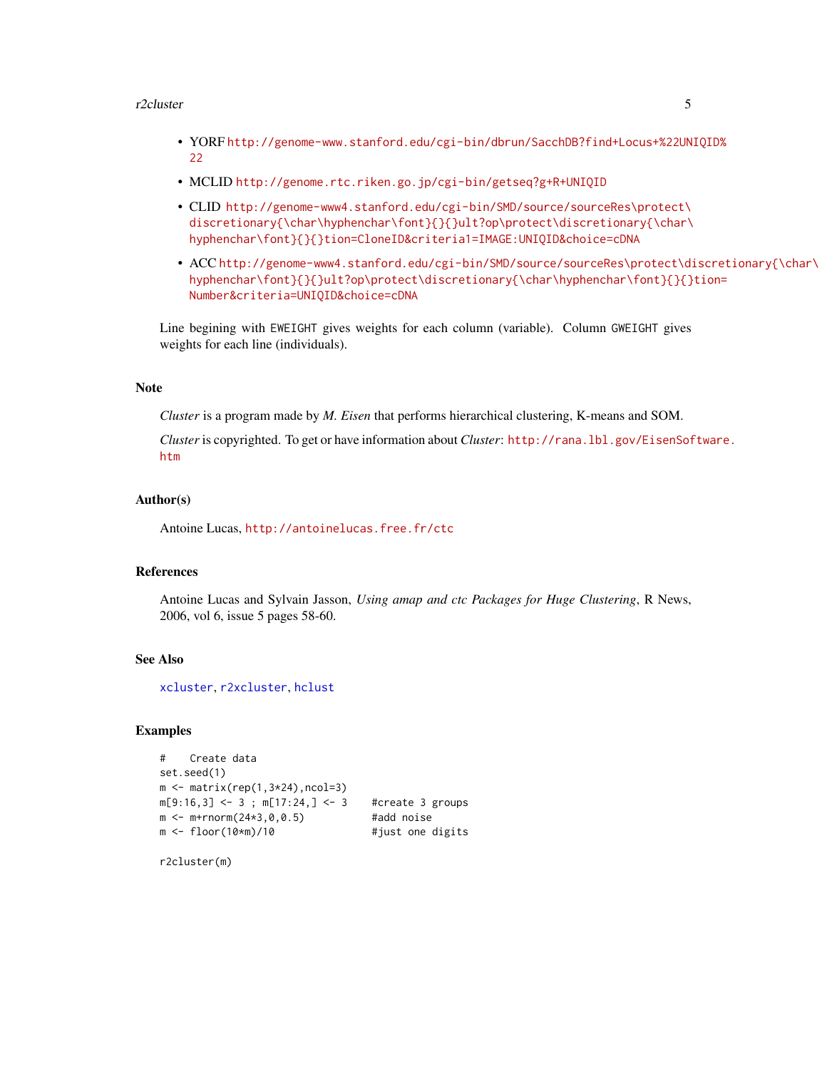- YORF http://genome-www.stanford.edu/cgi-bin/dbrun/SacchDB?find+Locus+%22UNIQID%22
- MCLID http://genome.rtc.riken.go.jp/cgi-bin/getseq?g+R+UNIQID
- CLID http://genome-www4.stanford.edu/cgi-bin/SMD/source/sourceRes\protect\discretionary{\char\hyphenchar\font}{}{}ult?op\protect\discretionary{\char\hyphenchar\font}{}{}tion=CloneID&criteria1=IMAGE:UNIQID&choice=cDNA
- ACC http://genome-www4.stanford.edu/cgi-bin/SMD/source/sourceRes\protect\discretionary{\char\hyphenchar\font}{}{}ult?op\protect\discretionary{\char\hyphenchar\font}{}{}tion=Number&criteria=UNIQID&choice=cDNA

Line begining with EWEIGHT gives weights for each column (variable). Column GWEIGHT gives weights for each line (individuals).

## Note

*Cluster* is a program made by *M. Eisen* that performs hierarchical clustering, K-means and SOM.

*Cluster* is copyrighted. To get or have information about *Cluster*: http://rana.lbl.gov/EisenSoftware.htm

## Author(s)

Antoine Lucas, http://antoinelucas.free.fr/ctc

## References

Antoine Lucas and Sylvain Jasson, *Using amap and ctc Packages for Huge Clustering*, R News, 2006, vol 6, issue 5 pages 58-60.

## See Also

xcluster, r2xcluster, hclust

## Examples

```
#    Create data
set.seed(1)
m <- matrix(rep(1,3*24),ncol=3)
m[9:16,3] <- 3 ; m[17:24,] <- 3    #create 3 groups
m <- m+rnorm(24*3,0,0.5)           #add noise
m <- floor(10*m)/10                #just one digits

r2cluster(m)
```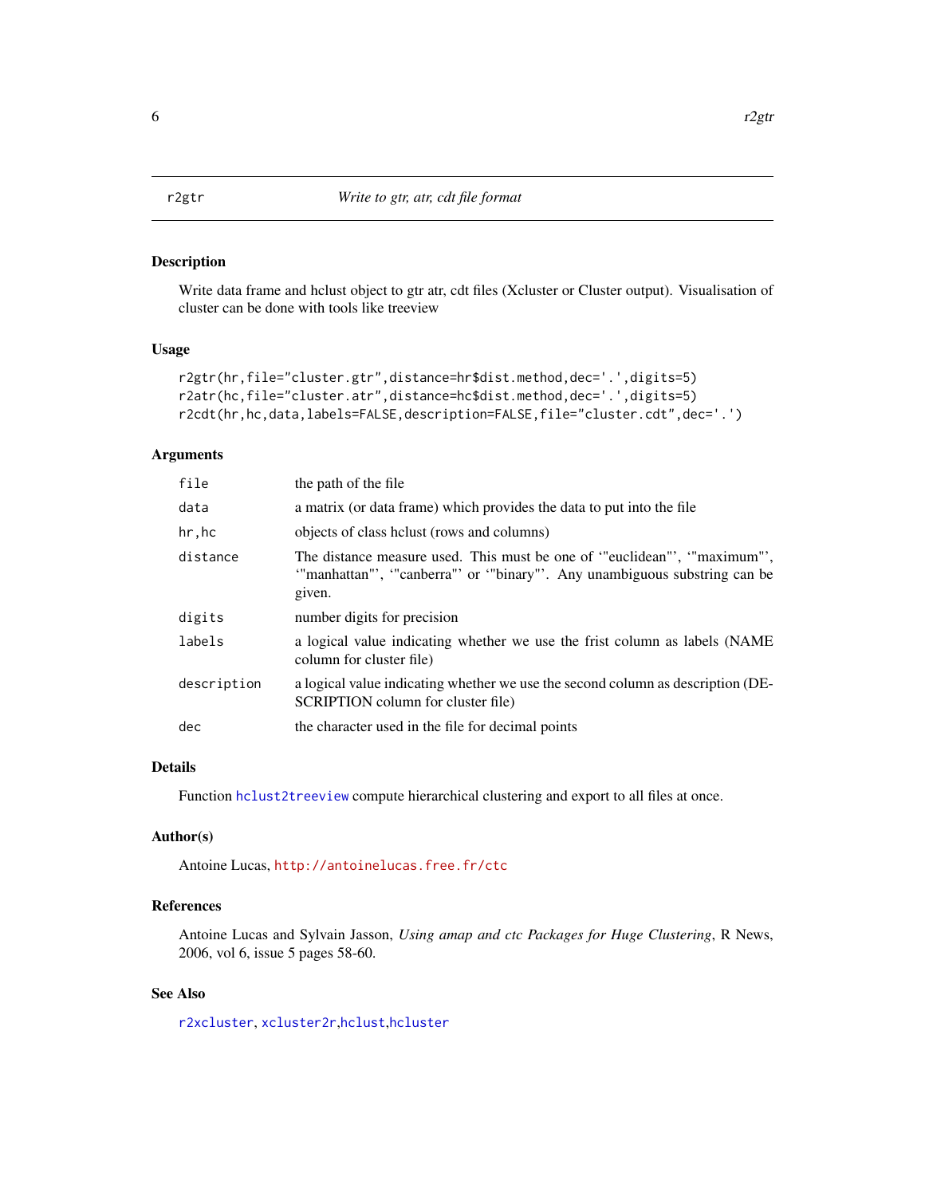## r2gtr — *Write to gtr, atr, cdt file format*

### Description

Write data frame and hclust object to gtr atr, cdt files (Xcluster or Cluster output). Visualisation of cluster can be done with tools like treeview

### Usage

```
r2gtr(hr,file="cluster.gtr",distance=hr$dist.method,dec='.',digits=5)
r2atr(hc,file="cluster.atr",distance=hc$dist.method,dec='.',digits=5)
r2cdt(hr,hc,data,labels=FALSE,description=FALSE,file="cluster.cdt",dec='.')
```

### Arguments

| | |
|---|---|
| `file` | the path of the file |
| `data` | a matrix (or data frame) which provides the data to put into the file |
| `hr,hc` | objects of class hclust (rows and columns) |
| `distance` | The distance measure used. This must be one of '"euclidean"', '"maximum"', '"manhattan"', '"canberra"' or '"binary"'. Any unambiguous substring can be given. |
| `digits` | number digits for precision |
| `labels` | a logical value indicating whether we use the frist column as labels (NAME column for cluster file) |
| `description` | a logical value indicating whether we use the second column as description (DESCRIPTION column for cluster file) |
| `dec` | the character used in the file for decimal points |

### Details

Function `hclust2treeview` compute hierarchical clustering and export to all files at once.

### Author(s)

Antoine Lucas, http://antoinelucas.free.fr/ctc

### References

Antoine Lucas and Sylvain Jasson, *Using amap and ctc Packages for Huge Clustering*, R News, 2006, vol 6, issue 5 pages 58-60.

### See Also

`r2xcluster`, `xcluster2r`,`hclust`,`hcluster`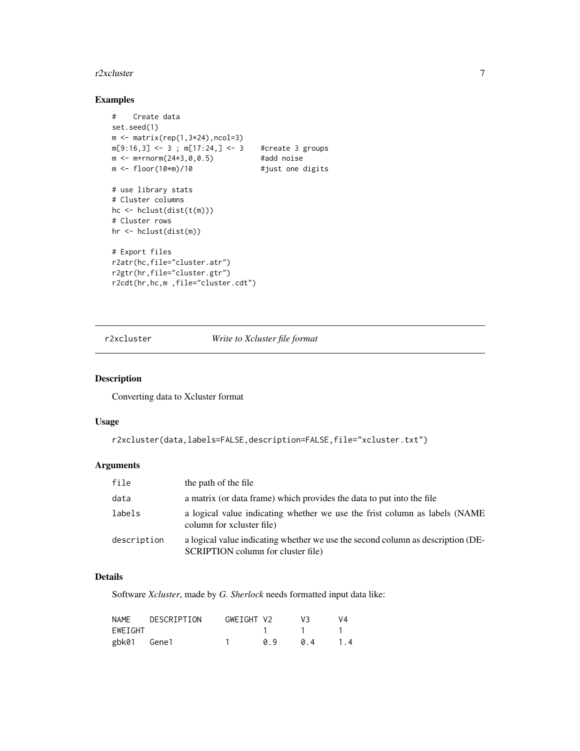## Examples

```
#    Create data
set.seed(1)
m <- matrix(rep(1,3*24),ncol=3)
m[9:16,3] <- 3 ; m[17:24,] <- 3    #create 3 groups
m <- m+rnorm(24*3,0,0.5)           #add noise
m <- floor(10*m)/10                #just one digits

# use library stats
# Cluster columns
hc <- hclust(dist(t(m)))
# Cluster rows
hr <- hclust(dist(m))

# Export files
r2atr(hc,file="cluster.atr")
r2gtr(hr,file="cluster.gtr")
r2cdt(hr,hc,m ,file="cluster.cdt")
```

---

# r2xcluster — *Write to Xcluster file format*

## Description

Converting data to Xcluster format

## Usage

```
r2xcluster(data,labels=FALSE,description=FALSE,file="xcluster.txt")
```

## Arguments

| | |
|---|---|
| `file` | the path of the file |
| `data` | a matrix (or data frame) which provides the data to put into the file |
| `labels` | a logical value indicating whether we use the frist column as labels (NAME column for xcluster file) |
| `description` | a logical value indicating whether we use the second column as description (DESCRIPTION column for cluster file) |

## Details

Software *Xcluster*, made by *G. Sherlock* needs formatted input data like:

```
NAME    DESCRIPTION    GWEIGHT V2     V3     V4
EWEIGHT                        1      1      1
gbk01   Gene1          1       0.9    0.4    1.4
```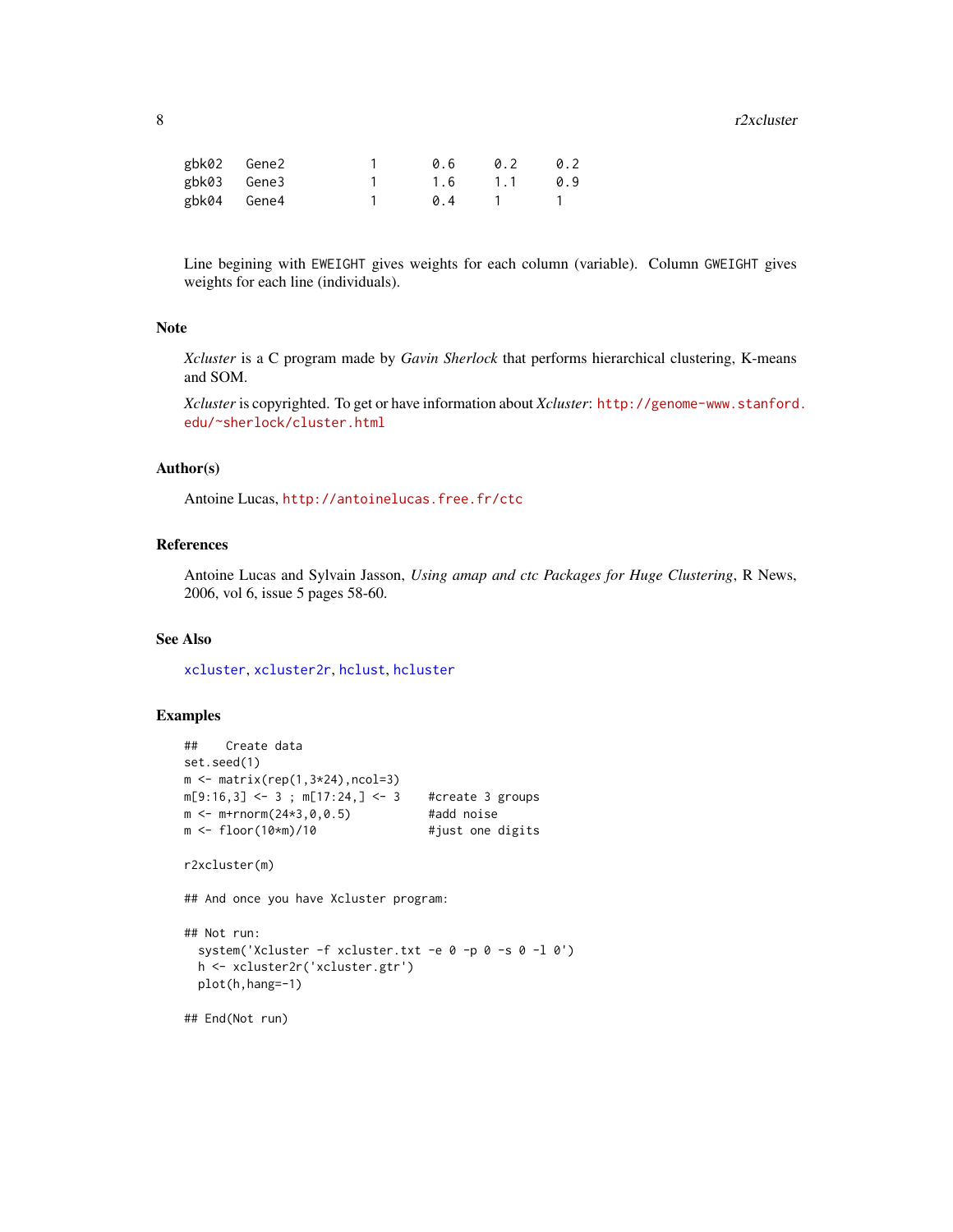```
gbk02   Gene2          1       0.6     0.2     0.2
gbk03   Gene3          1       1.6     1.1     0.9
gbk04   Gene4          1       0.4     1       1
```

Line begining with EWEIGHT gives weights for each column (variable). Column GWEIGHT gives weights for each line (individuals).

## Note

*Xcluster* is a C program made by *Gavin Sherlock* that performs hierarchical clustering, K-means and SOM.

*Xcluster* is copyrighted. To get or have information about *Xcluster*: http://genome-www.stanford.edu/~sherlock/cluster.html

## Author(s)

Antoine Lucas, http://antoinelucas.free.fr/ctc

## References

Antoine Lucas and Sylvain Jasson, *Using amap and ctc Packages for Huge Clustering*, R News, 2006, vol 6, issue 5 pages 58-60.

## See Also

xcluster, xcluster2r, hclust, hcluster

## Examples

```
##    Create data
set.seed(1)
m <- matrix(rep(1,3*24),ncol=3)
m[9:16,3] <- 3 ; m[17:24,] <- 3    #create 3 groups
m <- m+rnorm(24*3,0,0.5)           #add noise
m <- floor(10*m)/10                #just one digits

r2xcluster(m)

## And once you have Xcluster program:

## Not run:
  system('Xcluster -f xcluster.txt -e 0 -p 0 -s 0 -l 0')
  h <- xcluster2r('xcluster.gtr')
  plot(h,hang=-1)

## End(Not run)
```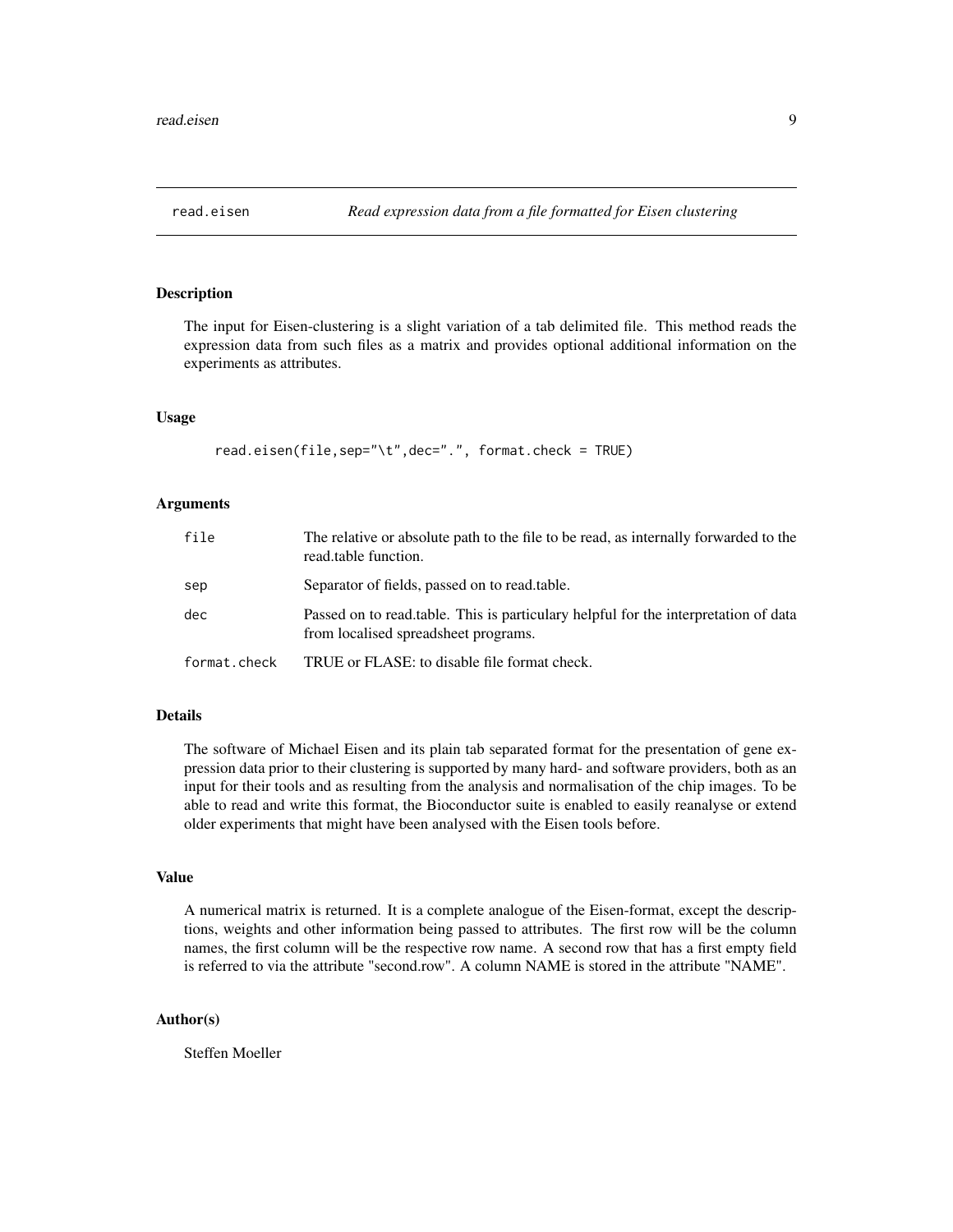## read.eisen — *Read expression data from a file formatted for Eisen clustering*

### Description

The input for Eisen-clustering is a slight variation of a tab delimited file. This method reads the expression data from such files as a matrix and provides optional additional information on the experiments as attributes.

### Usage

```
read.eisen(file,sep="\t",dec=".", format.check = TRUE)
```

### Arguments

| | |
|---|---|
| file | The relative or absolute path to the file to be read, as internally forwarded to the read.table function. |
| sep | Separator of fields, passed on to read.table. |
| dec | Passed on to read.table. This is particulary helpful for the interpretation of data from localised spreadsheet programs. |
| format.check | TRUE or FLASE: to disable file format check. |

### Details

The software of Michael Eisen and its plain tab separated format for the presentation of gene expression data prior to their clustering is supported by many hard- and software providers, both as an input for their tools and as resulting from the analysis and normalisation of the chip images. To be able to read and write this format, the Bioconductor suite is enabled to easily reanalyse or extend older experiments that might have been analysed with the Eisen tools before.

### Value

A numerical matrix is returned. It is a complete analogue of the Eisen-format, except the descriptions, weights and other information being passed to attributes. The first row will be the column names, the first column will be the respective row name. A second row that has a first empty field is referred to via the attribute "second.row". A column NAME is stored in the attribute "NAME".

### Author(s)

Steffen Moeller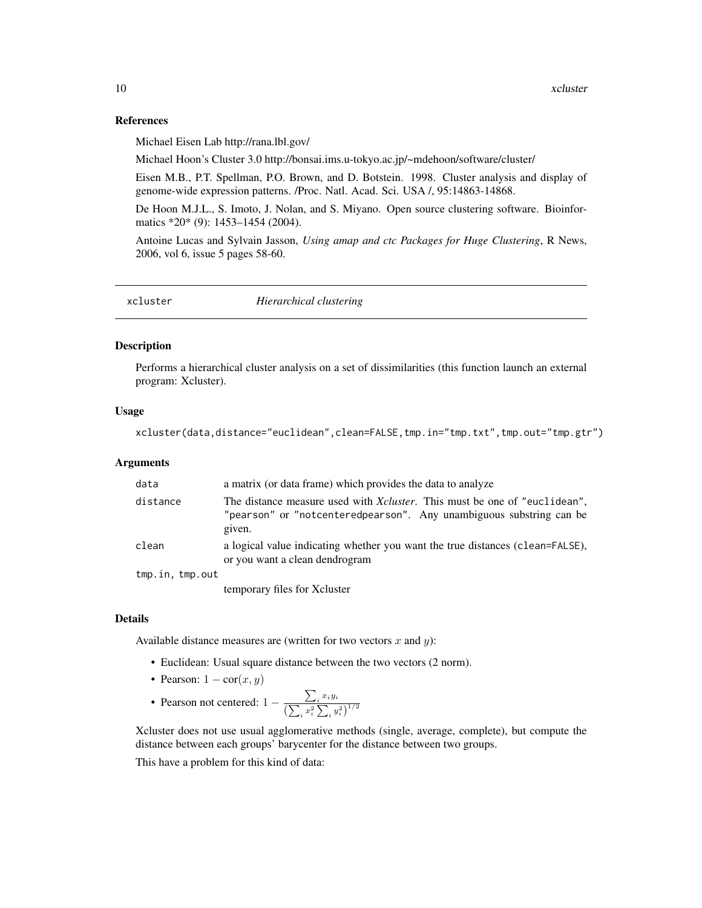### References

Michael Eisen Lab http://rana.lbl.gov/

Michael Hoon's Cluster 3.0 http://bonsai.ims.u-tokyo.ac.jp/~mdehoon/software/cluster/

Eisen M.B., P.T. Spellman, P.O. Brown, and D. Botstein. 1998. Cluster analysis and display of genome-wide expression patterns. /Proc. Natl. Acad. Sci. USA /, 95:14863-14868.

De Hoon M.J.L., S. Imoto, J. Nolan, and S. Miyano. Open source clustering software. Bioinformatics *20* (9): 1453–1454 (2004).

Antoine Lucas and Sylvain Jasson, *Using amap and ctc Packages for Huge Clustering*, R News, 2006, vol 6, issue 5 pages 58-60.

---

## xcluster *Hierarchical clustering*

---

### Description

Performs a hierarchical cluster analysis on a set of dissimilarities (this function launch an external program: Xcluster).

### Usage

```
xcluster(data,distance="euclidean",clean=FALSE,tmp.in="tmp.txt",tmp.out="tmp.gtr")
```

### Arguments

| | |
|---|---|
| `data` | a matrix (or data frame) which provides the data to analyze |
| `distance` | The distance measure used with *Xcluster*. This must be one of `"euclidean"`, `"pearson"` or `"notcenteredpearson"`. Any unambiguous substring can be given. |
| `clean` | a logical value indicating whether you want the true distances (`clean=FALSE`), or you want a clean dendrogram |
| `tmp.in, tmp.out` | temporary files for Xcluster |

### Details

Available distance measures are (written for two vectors $x$ and $y$):

- Euclidean: Usual square distance between the two vectors (2 norm).
- Pearson: $1 - \text{cor}(x, y)$
- Pearson not centered: $1 - \frac{\sum_i x_i y_i}{\left(\sum_i x_i^2 \sum_i y_i^2\right)^{1/2}}$

Xcluster does not use usual agglomerative methods (single, average, complete), but compute the distance between each groups' barycenter for the distance between two groups.

This have a problem for this kind of data: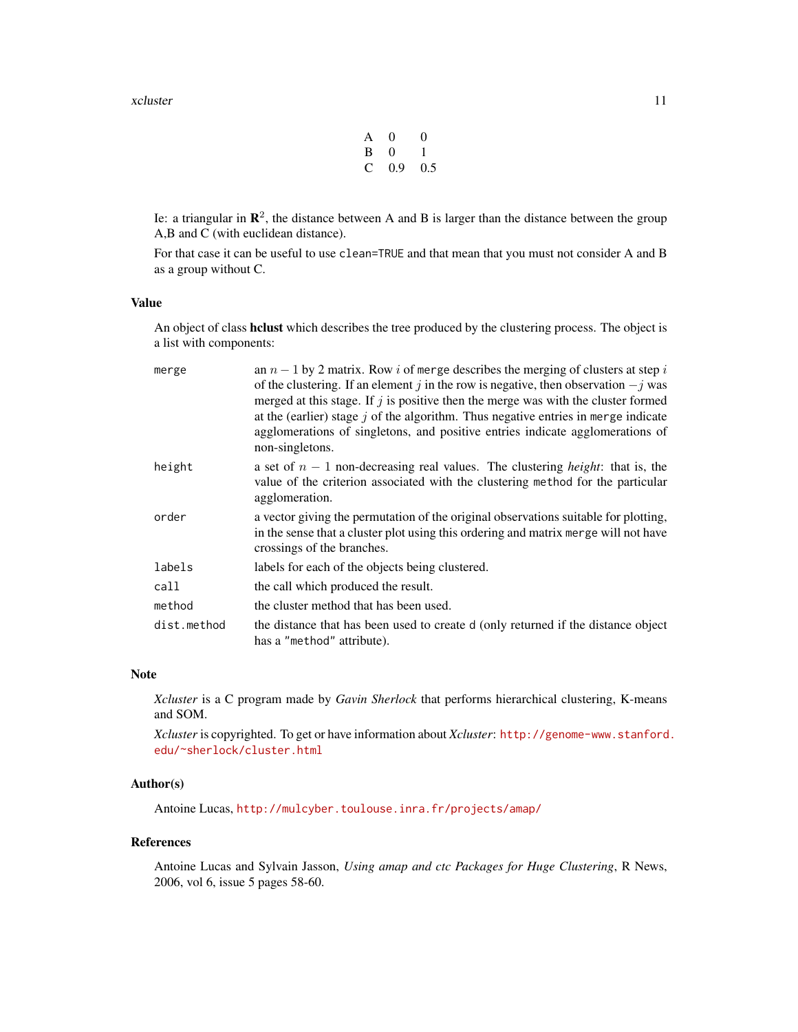|   |     |     |
|---|-----|-----|
| A | 0   | 0   |
| B | 0   | 1   |
| C | 0.9 | 0.5 |

Ie: a triangular in $\mathbf{R}^2$, the distance between A and B is larger than the distance between the group A,B and C (with euclidean distance).

For that case it can be useful to use `clean=TRUE` and that mean that you must not consider A and B as a group without C.

## Value

An object of class **hclust** which describes the tree produced by the clustering process. The object is a list with components:

- `merge`: an $n-1$ by 2 matrix. Row $i$ of `merge` describes the merging of clusters at step $i$ of the clustering. If an element $j$ in the row is negative, then observation $-j$ was merged at this stage. If $j$ is positive then the merge was with the cluster formed at the (earlier) stage $j$ of the algorithm. Thus negative entries in `merge` indicate agglomerations of singletons, and positive entries indicate agglomerations of non-singletons.
- `height`: a set of $n-1$ non-decreasing real values. The clustering *height*: that is, the value of the criterion associated with the clustering `method` for the particular agglomeration.
- `order`: a vector giving the permutation of the original observations suitable for plotting, in the sense that a cluster plot using this ordering and matrix `merge` will not have crossings of the branches.
- `labels`: labels for each of the objects being clustered.
- `call`: the call which produced the result.
- `method`: the cluster method that has been used.
- `dist.method`: the distance that has been used to create `d` (only returned if the distance object has a `"method"` attribute).

## Note

*Xcluster* is a C program made by *Gavin Sherlock* that performs hierarchical clustering, K-means and SOM.

*Xcluster* is copyrighted. To get or have information about *Xcluster*: http://genome-www.stanford.edu/~sherlock/cluster.html

## Author(s)

Antoine Lucas, http://mulcyber.toulouse.inra.fr/projects/amap/

## References

Antoine Lucas and Sylvain Jasson, *Using amap and ctc Packages for Huge Clustering*, R News, 2006, vol 6, issue 5 pages 58-60.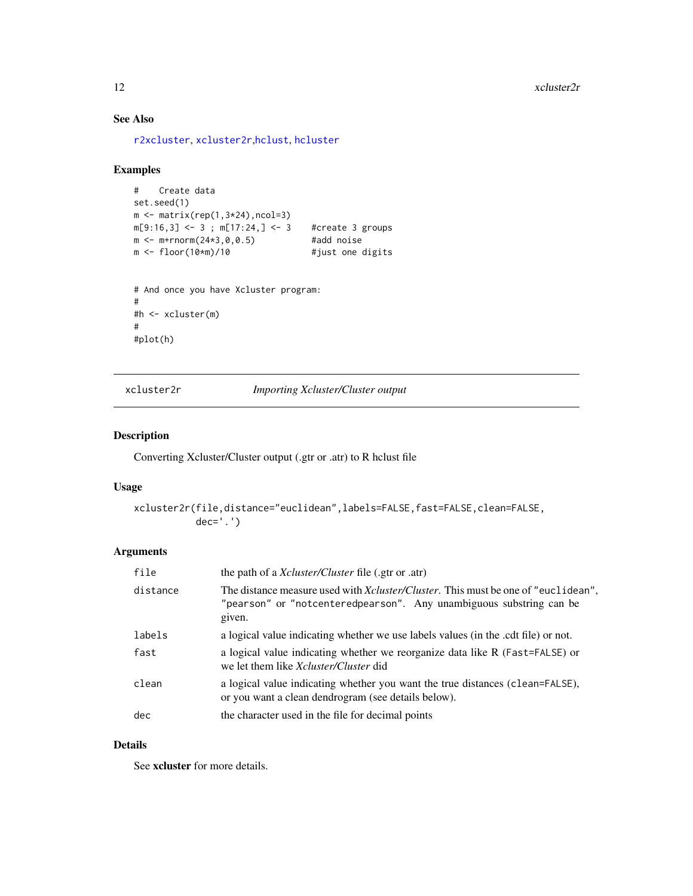## See Also

r2xcluster, xcluster2r,hclust, hcluster

## Examples

```
#    Create data
set.seed(1)
m <- matrix(rep(1,3*24),ncol=3)
m[9:16,3] <- 3 ; m[17:24,] <- 3    #create 3 groups
m <- m+rnorm(24*3,0,0.5)           #add noise
m <- floor(10*m)/10                #just one digits


# And once you have Xcluster program:
#
#h <- xcluster(m)
#
#plot(h)
```

---

# xcluster2r — *Importing Xcluster/Cluster output*

## Description

Converting Xcluster/Cluster output (.gtr or .atr) to R hclust file

## Usage

```
xcluster2r(file,distance="euclidean",labels=FALSE,fast=FALSE,clean=FALSE,
           dec='.')
```

## Arguments

| | |
|---|---|
| `file` | the path of a *Xcluster/Cluster* file (.gtr or .atr) |
| `distance` | The distance measure used with *Xcluster/Cluster*. This must be one of `"euclidean"`, `"pearson"` or `"notcenteredpearson"`. Any unambiguous substring can be given. |
| `labels` | a logical value indicating whether we use labels values (in the .cdt file) or not. |
| `fast` | a logical value indicating whether we reorganize data like R (`Fast=FALSE`) or we let them like *Xcluster/Cluster* did |
| `clean` | a logical value indicating whether you want the true distances (`clean=FALSE`), or you want a clean dendrogram (see details below). |
| `dec` | the character used in the file for decimal points |

## Details

See **xcluster** for more details.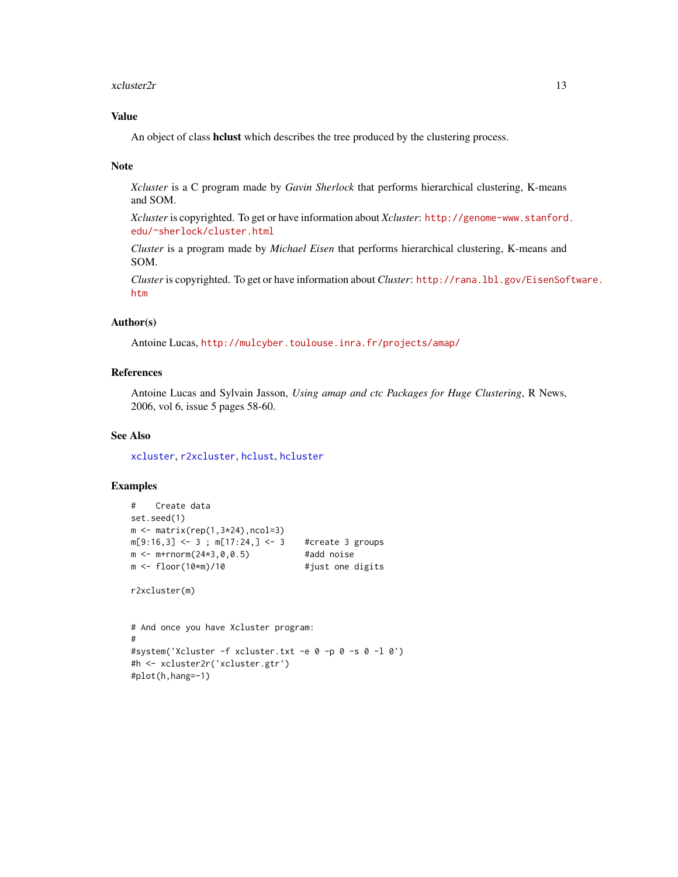## Value

An object of class **hclust** which describes the tree produced by the clustering process.

## Note

*Xcluster* is a C program made by *Gavin Sherlock* that performs hierarchical clustering, K-means and SOM.

*Xcluster* is copyrighted. To get or have information about *Xcluster*: http://genome-www.stanford.edu/~sherlock/cluster.html

*Cluster* is a program made by *Michael Eisen* that performs hierarchical clustering, K-means and SOM.

*Cluster* is copyrighted. To get or have information about *Cluster*: http://rana.lbl.gov/EisenSoftware.htm

## Author(s)

Antoine Lucas, http://mulcyber.toulouse.inra.fr/projects/amap/

## References

Antoine Lucas and Sylvain Jasson, *Using amap and ctc Packages for Huge Clustering*, R News, 2006, vol 6, issue 5 pages 58-60.

## See Also

xcluster, r2xcluster, hclust, hcluster

## Examples

```
#    Create data
set.seed(1)
m <- matrix(rep(1,3*24),ncol=3)
m[9:16,3] <- 3 ; m[17:24,] <- 3    #create 3 groups
m <- m+rnorm(24*3,0,0.5)           #add noise
m <- floor(10*m)/10                #just one digits

r2xcluster(m)


# And once you have Xcluster program:
#
#system('Xcluster -f xcluster.txt -e 0 -p 0 -s 0 -l 0')
#h <- xcluster2r('xcluster.gtr')
#plot(h,hang=-1)
```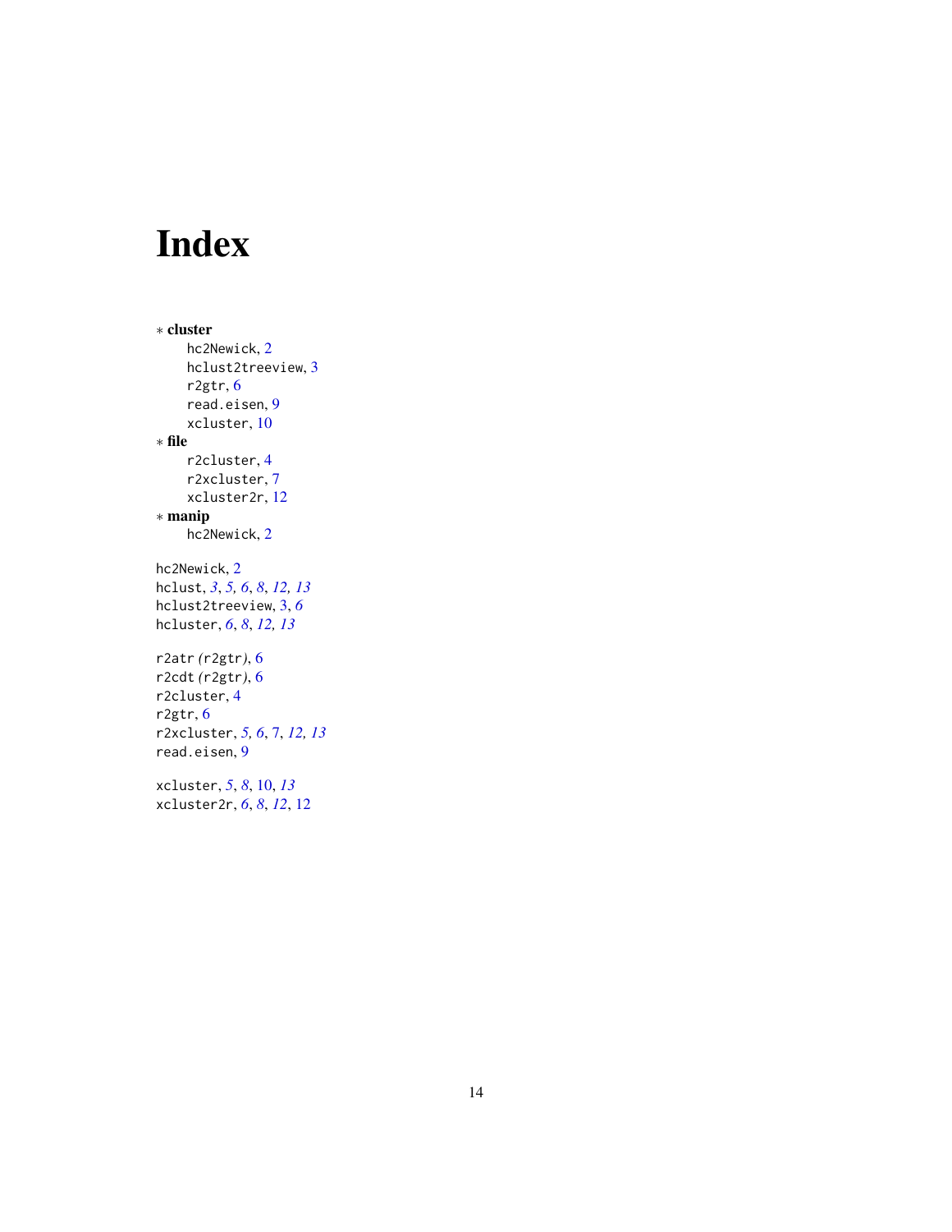# Index

∗ **cluster**
  hc2Newick, 2
  hclust2treeview, 3
  r2gtr, 6
  read.eisen, 9
  xcluster, 10

∗ **file**
  r2cluster, 4
  r2xcluster, 7
  xcluster2r, 12

∗ **manip**
  hc2Newick, 2

hc2Newick, 2
hclust, *3*, *5, 6*, *8*, *12, 13*
hclust2treeview, 3, *6*
hcluster, *6*, *8*, *12, 13*

r2atr *(*r2gtr*)*, 6
r2cdt *(*r2gtr*)*, 6
r2cluster, 4
r2gtr, 6
r2xcluster, *5, 6*, 7, *12, 13*
read.eisen, 9

xcluster, *5*, *8*, 10, *13*
xcluster2r, *6*, *8*, *12*, 12